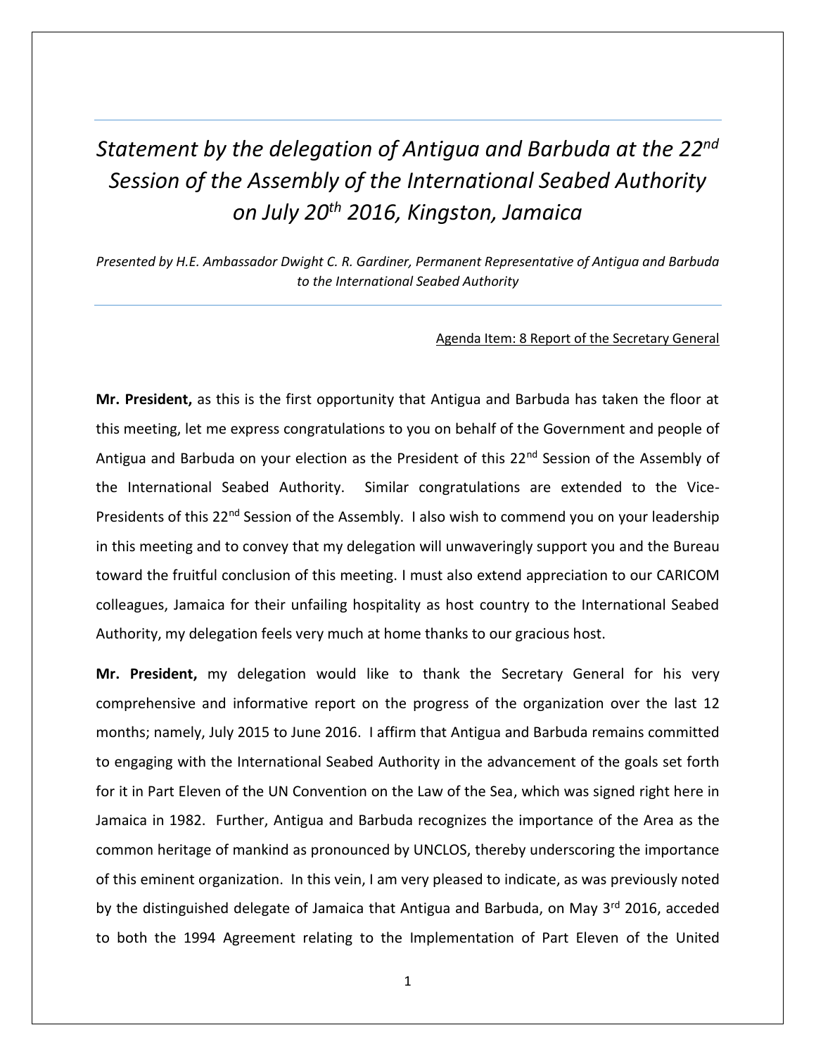# *Statement by the delegation of Antigua and Barbuda at the 22nd Session of the Assembly of the International Seabed Authority on July 20th 2016, Kingston, Jamaica*

*Presented by H.E. Ambassador Dwight C. R. Gardiner, Permanent Representative of Antigua and Barbuda to the International Seabed Authority*

---

Agenda Item: 8 Report of the Secretary General

**Mr. President,** as this is the first opportunity that Antigua and Barbuda has taken the floor at this meeting, let me express congratulations to you on behalf of the Government and people of Antigua and Barbuda on your election as the President of this 22nd Session of the Assembly of the International Seabed Authority. Similar congratulations are extended to the Vice-Presidents of this 22nd Session of the Assembly. I also wish to commend you on your leadership in this meeting and to convey that my delegation will unwaveringly support you and the Bureau toward the fruitful conclusion of this meeting. I must also extend appreciation to our CARICOM colleagues, Jamaica for their unfailing hospitality as host country to the International Seabed Authority, my delegation feels very much at home thanks to our gracious host.

**Mr. President,** my delegation would like to thank the Secretary General for his very comprehensive and informative report on the progress of the organization over the last 12 months; namely, July 2015 to June 2016. I affirm that Antigua and Barbuda remains committed to engaging with the International Seabed Authority in the advancement of the goals set forth for it in Part Eleven of the UN Convention on the Law of the Sea, which was signed right here in Jamaica in 1982. Further, Antigua and Barbuda recognizes the importance of the Area as the common heritage of mankind as pronounced by UNCLOS, thereby underscoring the importance of this eminent organization. In this vein, I am very pleased to indicate, as was previously noted by the distinguished delegate of Jamaica that Antigua and Barbuda, on May 3rd 2016, acceded to both the 1994 Agreement relating to the Implementation of Part Eleven of the United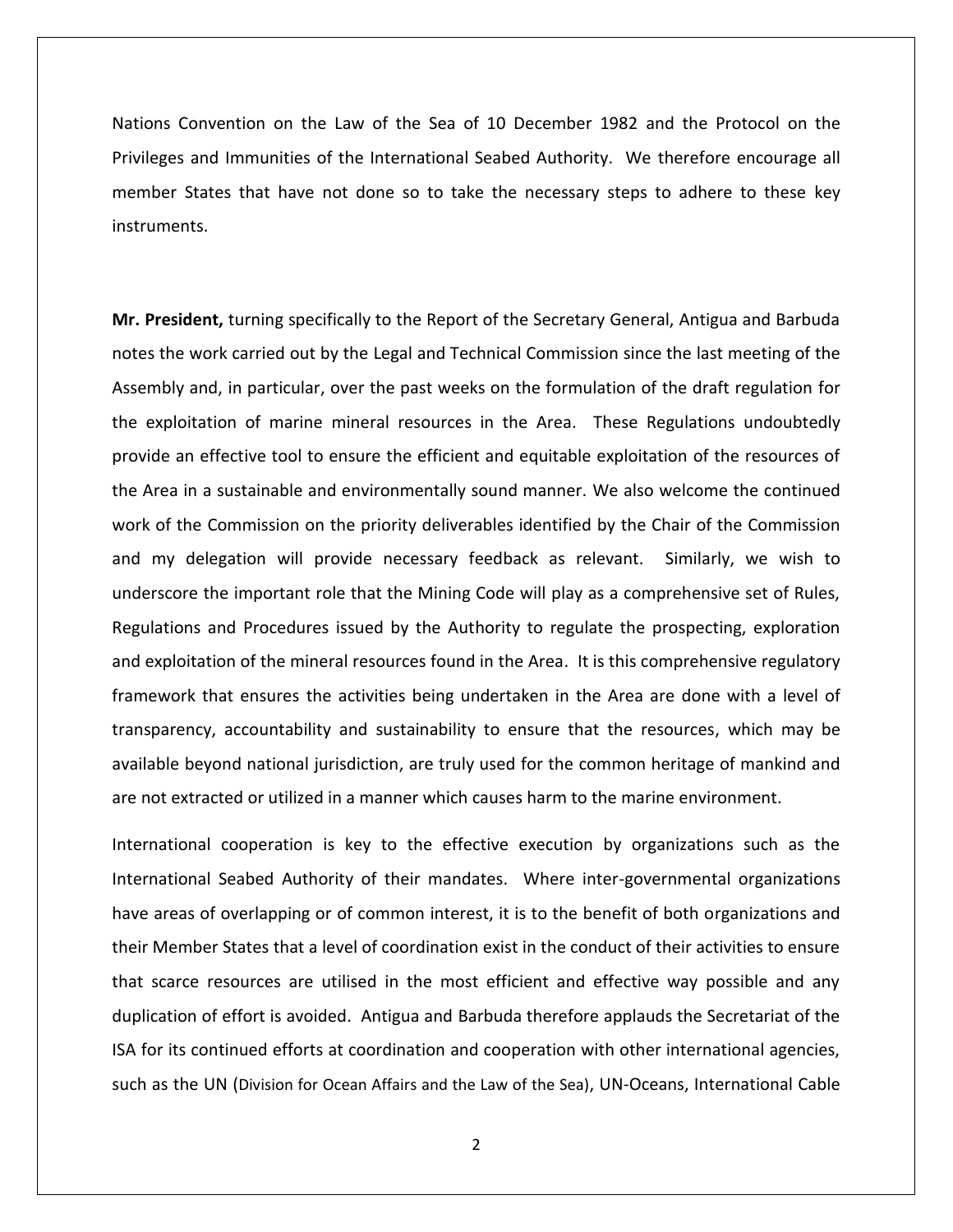Nations Convention on the Law of the Sea of 10 December 1982 and the Protocol on the Privileges and Immunities of the International Seabed Authority. We therefore encourage all member States that have not done so to take the necessary steps to adhere to these key instruments.

**Mr. President,** turning specifically to the Report of the Secretary General, Antigua and Barbuda notes the work carried out by the Legal and Technical Commission since the last meeting of the Assembly and, in particular, over the past weeks on the formulation of the draft regulation for the exploitation of marine mineral resources in the Area. These Regulations undoubtedly provide an effective tool to ensure the efficient and equitable exploitation of the resources of the Area in a sustainable and environmentally sound manner. We also welcome the continued work of the Commission on the priority deliverables identified by the Chair of the Commission and my delegation will provide necessary feedback as relevant. Similarly, we wish to underscore the important role that the Mining Code will play as a comprehensive set of Rules, Regulations and Procedures issued by the Authority to regulate the prospecting, exploration and exploitation of the mineral resources found in the Area. It is this comprehensive regulatory framework that ensures the activities being undertaken in the Area are done with a level of transparency, accountability and sustainability to ensure that the resources, which may be available beyond national jurisdiction, are truly used for the common heritage of mankind and are not extracted or utilized in a manner which causes harm to the marine environment.

International cooperation is key to the effective execution by organizations such as the International Seabed Authority of their mandates. Where inter-governmental organizations have areas of overlapping or of common interest, it is to the benefit of both organizations and their Member States that a level of coordination exist in the conduct of their activities to ensure that scarce resources are utilised in the most efficient and effective way possible and any duplication of effort is avoided. Antigua and Barbuda therefore applauds the Secretariat of the ISA for its continued efforts at coordination and cooperation with other international agencies, such as the UN (Division for Ocean Affairs and the Law of the Sea), UN-Oceans, International Cable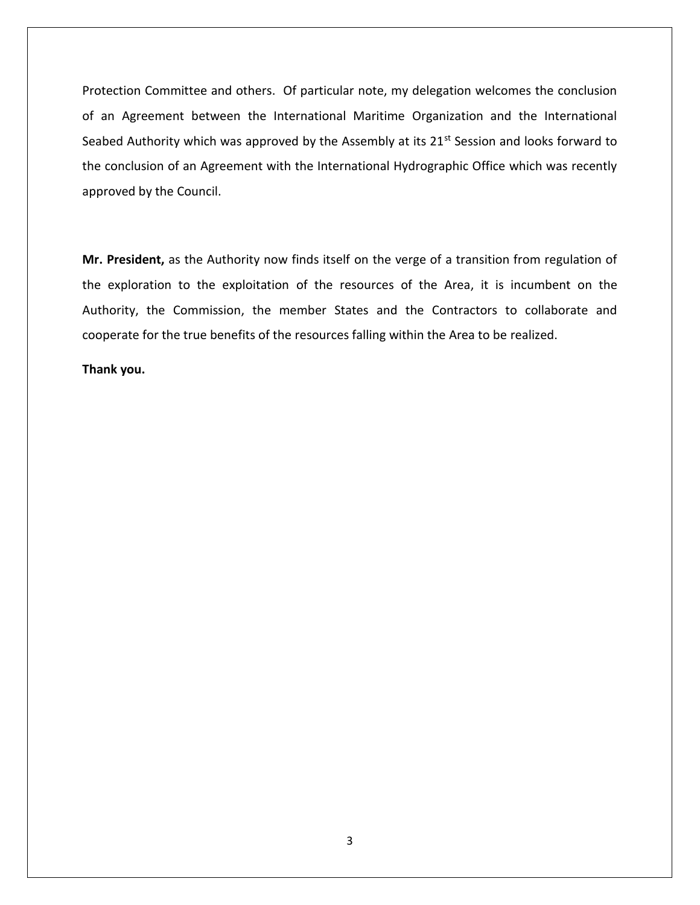Protection Committee and others. Of particular note, my delegation welcomes the conclusion of an Agreement between the International Maritime Organization and the International Seabed Authority which was approved by the Assembly at its 21st Session and looks forward to the conclusion of an Agreement with the International Hydrographic Office which was recently approved by the Council.

**Mr. President,** as the Authority now finds itself on the verge of a transition from regulation of the exploration to the exploitation of the resources of the Area, it is incumbent on the Authority, the Commission, the member States and the Contractors to collaborate and cooperate for the true benefits of the resources falling within the Area to be realized.

**Thank you.**